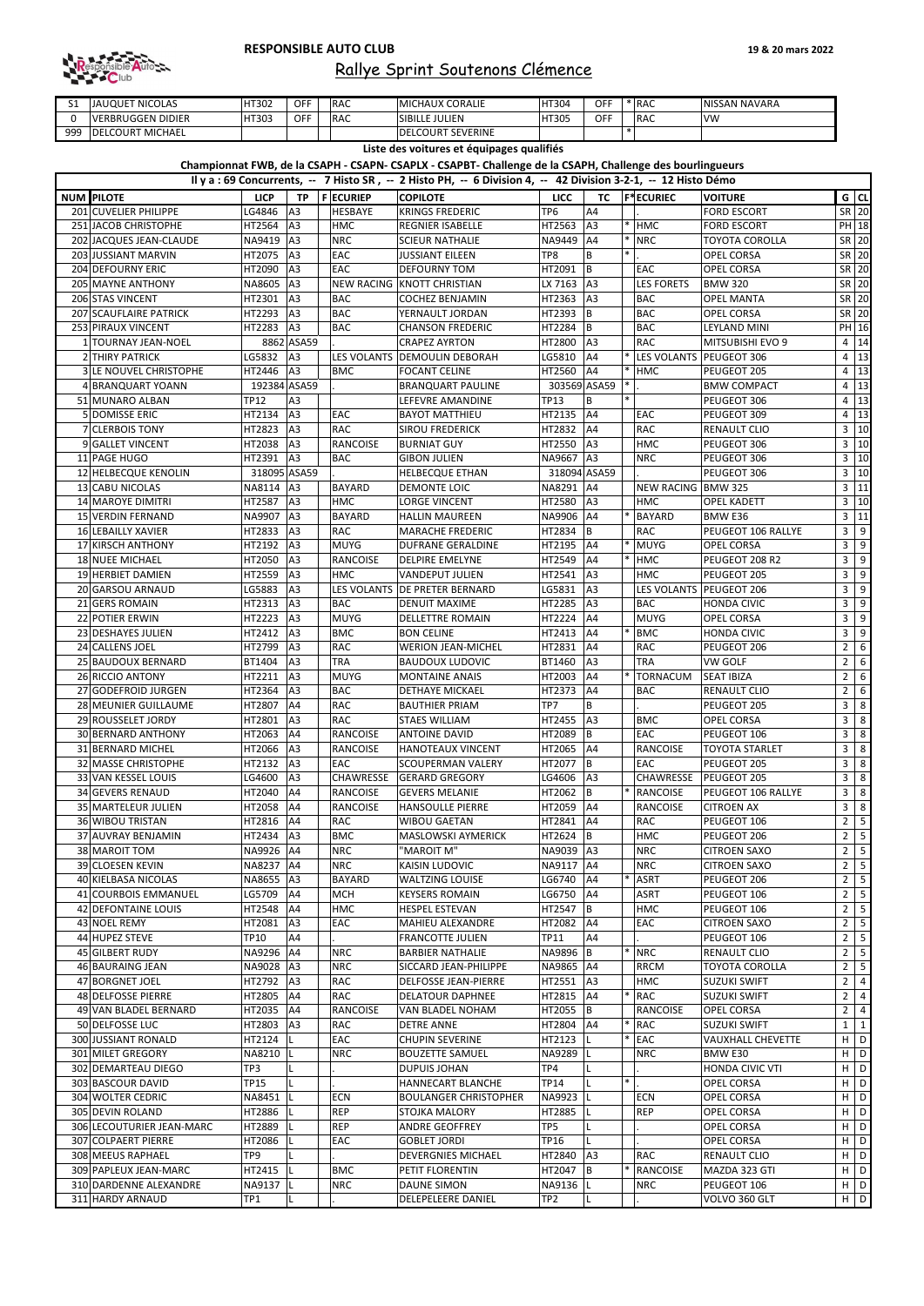**RESPONSIBLE AUTO CLUB**

**19 & 20 mars 2022**

# Rallye Sprint Soutenons Clémence

| | | | | | | | | | | |
|---|---|---|---|---|---|---|---|---|---|---|
| S1 | JAUQUET NICOLAS | HT302 | OFF | RAC | MICHAUX CORALIE | HT304 | OFF | * | RAC | NISSAN NAVARA |
| 0 | VERBRUGGEN DIDIER | HT303 | OFF | RAC | SIBILLE JULIEN | HT305 | OFF | | RAC | VW |
| 999 | DELCOURT MICHAEL | | | | DELCOURT SEVERINE | | | * | | |

**Liste des voitures et équipages qualifiés**

**Championnat FWB, de la CSAPH - CSAPN- CSAPLX - CSAPBT- Challenge de la CSAPH, Challenge des bourlingueurs**

**Il y a : 69 Concurrents, -- 7 Histo SR , -- 2 Histo PH, -- 6 Division 4, -- 42 Division 3-2-1, -- 12 Histo Démo**

| NUM | PILOTE | LICP | TP | F | ECURIEP | COPILOTE | LICC | TC | F* | ECURIEC | VOITURE | G | CL |
|---|---|---|---|---|---|---|---|---|---|---|---|---|---|
| 201 | CUVELIER PHILIPPE | LG4846 | A3 | | HESBAYE | KRINGS FREDERIC | TP6 | A4 | | . | FORD ESCORT | SR | 20 |
| 251 | JACOB CHRISTOPHE | HT2564 | A3 | | HMC | REGNIER ISABELLE | HT2563 | A3 | * | HMC | FORD ESCORT | PH | 18 |
| 202 | JACQUES JEAN-CLAUDE | NA9419 | A3 | | NRC | SCIEUR NATHALIE | NA9449 | A4 | * | NRC | TOYOTA COROLLA | SR | 20 |
| 203 | JUSSIANT MARVIN | HT2075 | A3 | | EAC | JUSSIANT EILEEN | TP8 | B | * | . | OPEL CORSA | SR | 20 |
| 204 | DEFOURNY ERIC | HT2090 | A3 | | EAC | DEFOURNY TOM | HT2091 | B | | EAC | OPEL CORSA | SR | 20 |
| 205 | MAYNE ANTHONY | NA8605 | A3 | | NEW RACING | KNOTT CHRISTIAN | LX 7163 | A3 | | LES FORETS | BMW 320 | SR | 20 |
| 206 | STAS VINCENT | HT2301 | A3 | | BAC | COCHEZ BENJAMIN | HT2363 | A3 | | BAC | OPEL MANTA | SR | 20 |
| 207 | SCAUFLAIRE PATRICK | HT2293 | A3 | | BAC | YERNAULT JORDAN | HT2393 | B | | BAC | OPEL CORSA | SR | 20 |
| 253 | PIRAUX VINCENT | HT2283 | A3 | | BAC | CHANSON FREDERIC | HT2284 | B | | BAC | LEYLAND MINI | PH | 16 |
| 1 | TOURNAY JEAN-NOEL | 8862 | ASA59 | | . | CRAPEZ AYRTON | HT2800 | A3 | | RAC | MITSUBISHI EVO 9 | 4 | 14 |
| 2 | THIRY PATRICK | LG5832 | A3 | | LES VOLANTS | DEMOULIN DEBORAH | LG5810 | A4 | * | LES VOLANTS | PEUGEOT 306 | 4 | 13 |
| 3 | LE NOUVEL CHRISTOPHE | HT2446 | A3 | | BMC | FOCANT CELINE | HT2560 | A4 | * | HMC | PEUGEOT 205 | 4 | 13 |
| 4 | BRANQUART YOANN | 192384 | ASA59 | | . | BRANQUART PAULINE | 303569 | ASA59 | * | . | BMW COMPACT | 4 | 13 |
| 51 | MUNARO ALBAN | TP12 | A3 | | . | LEFEVRE AMANDINE | TP13 | B | * | . | PEUGEOT 306 | 4 | 13 |
| 5 | DOMISSE ERIC | HT2134 | A3 | | EAC | BAYOT MATTHIEU | HT2135 | A4 | | EAC | PEUGEOT 309 | 4 | 13 |
| 7 | CLERBOIS TONY | HT2823 | A3 | | RAC | SIROU FREDERICK | HT2832 | A4 | | RAC | RENAULT CLIO | 3 | 10 |
| 9 | GALLET VINCENT | HT2038 | A3 | | RANCOISE | BURNIAT GUY | HT2550 | A3 | | HMC | PEUGEOT 306 | 3 | 10 |
| 11 | PAGE HUGO | HT2391 | A3 | | BAC | GIBON JULIEN | NA9667 | A3 | | NRC | PEUGEOT 306 | 3 | 10 |
| 12 | HELBECQUE KENOLIN | 318095 | ASA59 | | . | HELBECQUE ETHAN | 318094 | ASA59 | | . | PEUGEOT 306 | 3 | 10 |
| 13 | CABU NICOLAS | NA8114 | A3 | | BAYARD | DEMONTE LOIC | NA8291 | A4 | | NEW RACING | BMW 325 | 3 | 11 |
| 14 | MAROYE DIMITRI | HT2587 | A3 | | HMC | LORGE VINCENT | HT2580 | A3 | | HMC | OPEL KADETT | 3 | 10 |
| 15 | VERDIN FERNAND | NA9907 | A3 | | BAYARD | HALLIN MAUREEN | NA9906 | A4 | * | BAYARD | BMW E36 | 3 | 11 |
| 16 | LEBAILLY XAVIER | HT2833 | A3 | | RAC | MARACHE FREDERIC | HT2834 | B | | RAC | PEUGEOT 106 RALLYE | 3 | 9 |
| 17 | KIRSCH ANTHONY | HT2192 | A3 | | MUYG | DUFRANE GERALDINE | HT2195 | A4 | * | MUYG | OPEL CORSA | 3 | 9 |
| 18 | NUEE MICHAEL | HT2050 | A3 | | RANCOISE | DELPIRE EMELYNE | HT2549 | A4 | * | HMC | PEUGEOT 208 R2 | 3 | 9 |
| 19 | HERBIET DAMIEN | HT2559 | A3 | | HMC | VANDEPUT JULIEN | HT2541 | A3 | | HMC | PEUGEOT 205 | 3 | 9 |
| 20 | GARSOU ARNAUD | LG5883 | A3 | | LES VOLANTS | DE PRETER BERNARD | LG5831 | A3 | | LES VOLANTS | PEUGEOT 206 | 3 | 9 |
| 21 | GERS ROMAIN | HT2313 | A3 | | BAC | DENUIT MAXIME | HT2285 | A3 | | BAC | HONDA CIVIC | 3 | 9 |
| 22 | POTIER ERWIN | HT2223 | A3 | | MUYG | DELLETTRE ROMAIN | HT2224 | A4 | | MUYG | OPEL CORSA | 3 | 9 |
| 23 | DESHAYES JULIEN | HT2412 | A3 | | BMC | BON CELINE | HT2413 | A4 | * | BMC | HONDA CIVIC | 3 | 9 |
| 24 | CALLENS JOEL | HT2799 | A3 | | RAC | WERION JEAN-MICHEL | HT2831 | A4 | | RAC | PEUGEOT 206 | 2 | 6 |
| 25 | BAUDOUX BERNARD | BT1404 | A3 | | TRA | BAUDOUX LUDOVIC | BT1460 | A3 | | TRA | VW GOLF | 2 | 6 |
| 26 | RICCIO ANTONY | HT2211 | A3 | | MUYG | MONTAINE ANAIS | HT2003 | A4 | * | TORNACUM | SEAT IBIZA | 2 | 6 |
| 27 | GODEFROID JURGEN | HT2364 | A3 | | BAC | DETHAYE MICKAEL | HT2373 | A4 | | BAC | RENAULT CLIO | 2 | 6 |
| 28 | MEUNIER GUILLAUME | HT2807 | A4 | | RAC | BAUTHIER PRIAM | TP7 | B | | . | PEUGEOT 205 | 3 | 8 |
| 29 | ROUSSELET JORDY | HT2801 | A3 | | RAC | STAES WILLIAM | HT2455 | A3 | | BMC | OPEL CORSA | 3 | 8 |
| 30 | BERNARD ANTHONY | HT2063 | A4 | | RANCOISE | ANTOINE DAVID | HT2089 | B | | EAC | PEUGEOT 106 | 3 | 8 |
| 31 | BERNARD MICHEL | HT2066 | A3 | | RANCOISE | HANOTEAUX VINCENT | HT2065 | A4 | | RANCOISE | TOYOTA STARLET | 3 | 8 |
| 32 | MASSE CHRISTOPHE | HT2132 | A3 | | EAC | SCOUPERMAN VALERY | HT2077 | B | | EAC | PEUGEOT 205 | 3 | 8 |
| 33 | VAN KESSEL LOUIS | LG4600 | A3 | | CHAWRESSE | GERARD GREGORY | LG4606 | A3 | | CHAWRESSE | PEUGEOT 205 | 3 | 8 |
| 34 | GEVERS RENAUD | HT2040 | A4 | | RANCOISE | GEVERS MELANIE | HT2062 | B | * | RANCOISE | PEUGEOT 106 RALLYE | 3 | 8 |
| 35 | MARTELEUR JULIEN | HT2058 | A4 | | RANCOISE | HANSOULLE PIERRE | HT2059 | A4 | | RANCOISE | CITROEN AX | 3 | 8 |
| 36 | WIBOU TRISTAN | HT2816 | A4 | | RAC | WIBOU GAETAN | HT2841 | A4 | | RAC | PEUGEOT 106 | 2 | 5 |
| 37 | AUVRAY BENJAMIN | HT2434 | A3 | | BMC | MASLOWSKI AYMERICK | HT2624 | B | | HMC | PEUGEOT 206 | 2 | 5 |
| 38 | MAROIT TOM | NA9926 | A4 | | NRC | "MAROIT M" | NA9039 | A3 | | NRC | CITROEN SAXO | 2 | 5 |
| 39 | CLOESEN KEVIN | NA8237 | A4 | | NRC | KAISIN LUDOVIC | NA9117 | A4 | | NRC | CITROEN SAXO | 2 | 5 |
| 40 | KIELBASA NICOLAS | NA8655 | A3 | | BAYARD | WALTZING LOUISE | LG6740 | A4 | * | ASRT | PEUGEOT 206 | 2 | 5 |
| 41 | COURBOIS EMMANUEL | LG5709 | A4 | | MCH | KEYSERS ROMAIN | LG6750 | A4 | | ASRT | PEUGEOT 106 | 2 | 5 |
| 42 | DEFONTAINE LOUIS | HT2548 | A4 | | HMC | HESPEL ESTEVAN | HT2547 | B | | HMC | PEUGEOT 106 | 2 | 5 |
| 43 | NOEL REMY | HT2081 | A3 | | EAC | MAHIEU ALEXANDRE | HT2082 | A4 | | EAC | CITROEN SAXO | 2 | 5 |
| 44 | HUPEZ STEVE | TP10 | A4 | | . | FRANCOTTE JULIEN | TP11 | A4 | | . | PEUGEOT 106 | 2 | 5 |
| 45 | GILBERT RUDY | NA9296 | A4 | | NRC | BARBIER NATHALIE | NA9896 | B | * | NRC | RENAULT CLIO | 2 | 5 |
| 46 | BAURAING JEAN | NA9028 | A3 | | NRC | SICCARD JEAN-PHILIPPE | NA9865 | A4 | | RRCM | TOYOTA COROLLA | 2 | 5 |
| 47 | BORGNET JOEL | HT2792 | A3 | | RAC | DELFOSSE JEAN-PIERRE | HT2551 | A3 | | HMC | SUZUKI SWIFT | 2 | 4 |
| 48 | DELFOSSE PIERRE | HT2805 | A4 | | RAC | DELATOUR DAPHNEE | HT2815 | A4 | * | RAC | SUZUKI SWIFT | 2 | 4 |
| 49 | VAN BLADEL BERNARD | HT2035 | A4 | | RANCOISE | VAN BLADEL NOHAM | HT2055 | B | | RANCOISE | OPEL CORSA | 2 | 4 |
| 50 | DELFOSSE LUC | HT2803 | A3 | | RAC | DETRE ANNE | HT2804 | A4 | * | RAC | SUZUKI SWIFT | 1 | 1 |
| 300 | JUSSIANT RONALD | HT2124 | L | | EAC | CHUPIN SEVERINE | HT2123 | L | * | EAC | VAUXHALL CHEVETTE | H | D |
| 301 | MILET GREGORY | NA8210 | L | | NRC | BOUZETTE SAMUEL | NA9289 | L | | NRC | BMW E30 | H | D |
| 302 | DEMARTEAU DIEGO | TP3 | L | | . | DUPUIS JOHAN | TP4 | L | | . | HONDA CIVIC VTI | H | D |
| 303 | BASCOUR DAVID | TP15 | L | | . | HANNECART BLANCHE | TP14 | L | * | . | OPEL CORSA | H | D |
| 304 | WOLTER CEDRIC | NA8451 | L | | ECN | BOULANGER CHRISTOPHER | NA9923 | L | | ECN | OPEL CORSA | H | D |
| 305 | DEVIN ROLAND | HT2886 | L | | REP | STOJKA MALORY | HT2885 | L | | REP | OPEL CORSA | H | D |
| 306 | LECOUTURIER JEAN-MARC | HT2889 | L | | REP | ANDRE GEOFFREY | TP5 | L | | . | OPEL CORSA | H | D |
| 307 | COLPAERT PIERRE | HT2086 | L | | EAC | GOBLET JORDI | TP16 | L | | . | OPEL CORSA | H | D |
| 308 | MEEUS RAPHAEL | TP9 | L | | . | DEVERGNIES MICHAEL | HT2840 | A3 | | RAC | RENAULT CLIO | H | D |
| 309 | PAPLEUX JEAN-MARC | HT2415 | L | | BMC | PETIT FLORENTIN | HT2047 | B | * | RANCOISE | MAZDA 323 GTI | H | D |
| 310 | DARDENNE ALEXANDRE | NA9137 | L | | NRC | DAUNE SIMON | NA9136 | L | | NRC | PEUGEOT 106 | H | D |
| 311 | HARDY ARNAUD | TP1 | L | | . | DELEPELEERE DANIEL | TP2 | L | | . | VOLVO 360 GLT | H | D |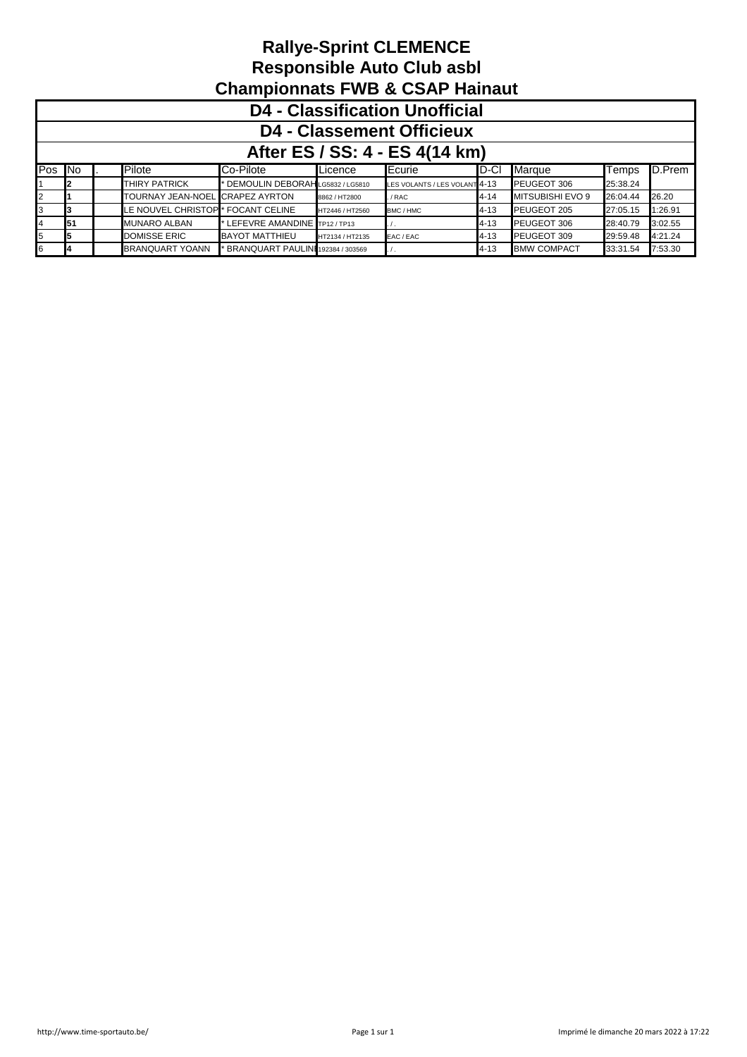# Rallye-Sprint CLEMENCE
# Responsible Auto Club asbl
# Championnats FWB & CSAP Hainaut

## D4 - Classification Unofficial
## D4 - Classement Officieux
## After ES / SS: 4 - ES 4(14 km)

| Pos | No | . | Pilote | Co-Pilote | Licence | Ecurie | D-Cl | Marque | Temps | D.Prem |
|---|---|---|---|---|---|---|---|---|---|---|
| 1 | **2** | | THIRY PATRICK | * DEMOULIN DEBORAH | LG5832 / LG5810 | LES VOLANTS / LES VOLANT | 4-13 | PEUGEOT 306 | 25:38.24 | |
| 2 | **1** | | TOURNAY JEAN-NOEL | CRAPEZ AYRTON | 8862 / HT2800 | . / RAC | 4-14 | MITSUBISHI EVO 9 | 26:04.44 | 26.20 |
| 3 | **3** | | LE NOUVEL CHRISTOP | * FOCANT CELINE | HT2446 / HT2560 | BMC / HMC | 4-13 | PEUGEOT 205 | 27:05.15 | 1:26.91 |
| 4 | **51** | | MUNARO ALBAN | * LEFEVRE AMANDINE | TP12 / TP13 | . / . | 4-13 | PEUGEOT 306 | 28:40.79 | 3:02.55 |
| 5 | **5** | | DOMISSE ERIC | BAYOT MATTHIEU | HT2134 / HT2135 | EAC / EAC | 4-13 | PEUGEOT 309 | 29:59.48 | 4:21.24 |
| 6 | **4** | | BRANQUART YOANN | * BRANQUART PAULINE | 192384 / 303569 | . / . | 4-13 | BMW COMPACT | 33:31.54 | 7:53.30 |

http://www.time-sportauto.be/

Imprimé le dimanche 20 mars 2022 à 17:22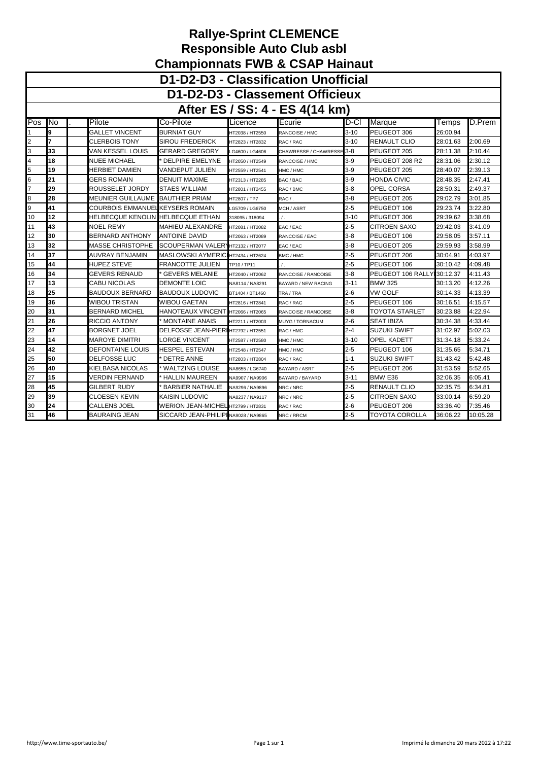# Rallye-Sprint CLEMENCE
## Responsible Auto Club asbl
## Championnats FWB & CSAP Hainaut

### D1-D2-D3 - Classification Unofficial
### D1-D2-D3 - Classement Officieux
### After ES / SS: 4 - ES 4(14 km)

| Pos | No | . | Pilote | Co-Pilote | Licence | Ecurie | D-Cl | Marque | Temps | D.Prem |
|---|---|---|---|---|---|---|---|---|---|---|
| 1 | 9 | | GALLET VINCENT | BURNIAT GUY | HT2038 / HT2550 | RANCOISE / HMC | 3-10 | PEUGEOT 306 | 26:00.94 | |
| 2 | 7 | | CLERBOIS TONY | SIROU FREDERICK | HT2823 / HT2832 | RAC / RAC | 3-10 | RENAULT CLIO | 28:01.63 | 2:00.69 |
| 3 | 33 | | VAN KESSEL LOUIS | GERARD GREGORY | LG4600 / LG4606 | CHAWRESSE / CHAWRESSE | 3-8 | PEUGEOT 205 | 28:11.38 | 2:10.44 |
| 4 | 18 | | NUEE MICHAEL | * DELPIRE EMELYNE | HT2050 / HT2549 | RANCOISE / HMC | 3-9 | PEUGEOT 208 R2 | 28:31.06 | 2:30.12 |
| 5 | 19 | | HERBIET DAMIEN | VANDEPUT JULIEN | HT2559 / HT2541 | HMC / HMC | 3-9 | PEUGEOT 205 | 28:40.07 | 2:39.13 |
| 6 | 21 | | GERS ROMAIN | DENUIT MAXIME | HT2313 / HT2285 | BAC / BAC | 3-9 | HONDA CIVIC | 28:48.35 | 2:47.41 |
| 7 | 29 | | ROUSSELET JORDY | STAES WILLIAM | HT2801 / HT2455 | RAC / BMC | 3-8 | OPEL CORSA | 28:50.31 | 2:49.37 |
| 8 | 28 | | MEUNIER GUILLAUME | BAUTHIER PRIAM | HT2807 / TP7 | RAC / . | 3-8 | PEUGEOT 205 | 29:02.79 | 3:01.85 |
| 9 | 41 | | COURBOIS EMMANUEL | KEYSERS ROMAIN | LG5709 / LG6750 | MCH / ASRT | 2-5 | PEUGEOT 106 | 29:23.74 | 3:22.80 |
| 10 | 12 | | HELBECQUE KENOLIN | HELBECQUE ETHAN | 318095 / 318094 | . / . | 3-10 | PEUGEOT 306 | 29:39.62 | 3:38.68 |
| 11 | 43 | | NOEL REMY | MAHIEU ALEXANDRE | HT2081 / HT2082 | EAC / EAC | 2-5 | CITROEN SAXO | 29:42.03 | 3:41.09 |
| 12 | 30 | | BERNARD ANTHONY | ANTOINE DAVID | HT2063 / HT2089 | RANCOISE / EAC | 3-8 | PEUGEOT 106 | 29:58.05 | 3:57.11 |
| 13 | 32 | | MASSE CHRISTOPHE | SCOUPERMAN VALERY | HT2132 / HT2077 | EAC / EAC | 3-8 | PEUGEOT 205 | 29:59.93 | 3:58.99 |
| 14 | 37 | | AUVRAY BENJAMIN | MASLOWSKI AYMERIC | HT2434 / HT2624 | BMC / HMC | 2-5 | PEUGEOT 206 | 30:04.91 | 4:03.97 |
| 15 | 44 | | HUPEZ STEVE | FRANCOTTE JULIEN | TP10 / TP11 | . / . | 2-5 | PEUGEOT 106 | 30:10.42 | 4:09.48 |
| 16 | 34 | | GEVERS RENAUD | * GEVERS MELANIE | HT2040 / HT2062 | RANCOISE / RANCOISE | 3-8 | PEUGEOT 106 RALLYE | 30:12.37 | 4:11.43 |
| 17 | 13 | | CABU NICOLAS | DEMONTE LOIC | NA8114 / NA8291 | BAYARD / NEW RACING | 3-11 | BMW 325 | 30:13.20 | 4:12.26 |
| 18 | 25 | | BAUDOUX BERNARD | BAUDOUX LUDOVIC | BT1404 / BT1460 | TRA / TRA | 2-6 | VW GOLF | 30:14.33 | 4:13.39 |
| 19 | 36 | | WIBOU TRISTAN | WIBOU GAETAN | HT2816 / HT2841 | RAC / RAC | 2-5 | PEUGEOT 106 | 30:16.51 | 4:15.57 |
| 20 | 31 | | BERNARD MICHEL | HANOTEAUX VINCENT | HT2066 / HT2065 | RANCOISE / RANCOISE | 3-8 | TOYOTA STARLET | 30:23.88 | 4:22.94 |
| 21 | 26 | | RICCIO ANTONY | * MONTAINE ANAIS | HT2211 / HT2003 | MUYG / TORNACUM | 2-6 | SEAT IBIZA | 30:34.38 | 4:33.44 |
| 22 | 47 | | BORGNET JOEL | DELFOSSE JEAN-PIERRE | HT2792 / HT2551 | RAC / HMC | 2-4 | SUZUKI SWIFT | 31:02.97 | 5:02.03 |
| 23 | 14 | | MAROYE DIMITRI | LORGE VINCENT | HT2587 / HT2580 | HMC / HMC | 3-10 | OPEL KADETT | 31:34.18 | 5:33.24 |
| 24 | 42 | | DEFONTAINE LOUIS | HESPEL ESTEVAN | HT2548 / HT2547 | HMC / HMC | 2-5 | PEUGEOT 106 | 31:35.65 | 5:34.71 |
| 25 | 50 | | DELFOSSE LUC | * DETRE ANNE | HT2803 / HT2804 | RAC / RAC | 1-1 | SUZUKI SWIFT | 31:43.42 | 5:42.48 |
| 26 | 40 | | KIELBASA NICOLAS | * WALTZING LOUISE | NA8655 / LG6740 | BAYARD / ASRT | 2-5 | PEUGEOT 206 | 31:53.59 | 5:52.65 |
| 27 | 15 | | VERDIN FERNAND | * HALLIN MAUREEN | NA9907 / NA9906 | BAYARD / BAYARD | 3-11 | BMW E36 | 32:06.35 | 6:05.41 |
| 28 | 45 | | GILBERT RUDY | * BARBIER NATHALIE | NA9296 / NA9896 | NRC / NRC | 2-5 | RENAULT CLIO | 32:35.75 | 6:34.81 |
| 29 | 39 | | CLOESEN KEVIN | KAISIN LUDOVIC | NA8237 / NA9117 | NRC / NRC | 2-5 | CITROEN SAXO | 33:00.14 | 6:59.20 |
| 30 | 24 | | CALLENS JOEL | WERION JEAN-MICHEL | HT2799 / HT2831 | RAC / RAC | 2-6 | PEUGEOT 206 | 33:36.40 | 7:35.46 |
| 31 | 46 | | BAURAING JEAN | SICCARD JEAN-PHILIPPE | NA9028 / NA9865 | NRC / RRCM | 2-5 | TOYOTA COROLLA | 36:06.22 | 10:05.28 |

http://www.time-sportauto.be/

Imprimé le dimanche 20 mars 2022 à 17:22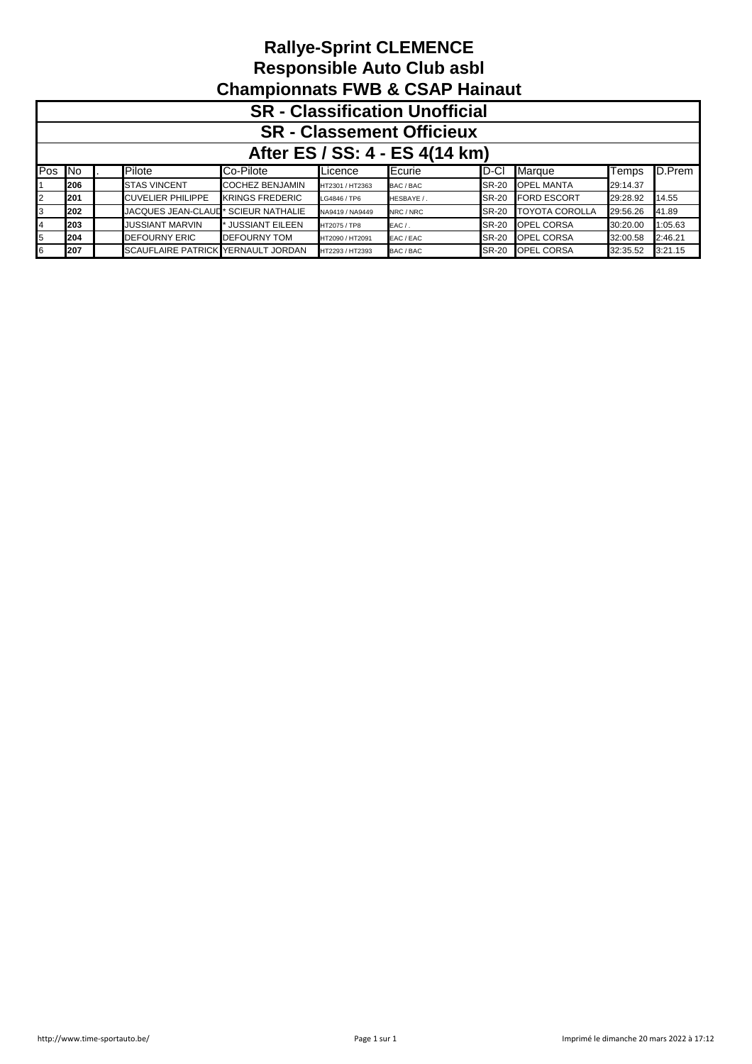# Rallye-Sprint CLEMENCE
# Responsible Auto Club asbl
# Championnats FWB & CSAP Hainaut

## SR - Classification Unofficial
## SR - Classement Officieux
## After ES / SS: 4 - ES 4(14 km)

| Pos | No | . | Pilote | Co-Pilote | Licence | Ecurie | D-Cl | Marque | Temps | D.Prem |
|---|---|---|---|---|---|---|---|---|---|---|
| 1 | **206** | | STAS VINCENT | COCHEZ BENJAMIN | HT2301 / HT2363 | BAC / BAC | SR-20 | OPEL MANTA | 29:14.37 | |
| 2 | **201** | | CUVELIER PHILIPPE | KRINGS FREDERIC | LG4846 / TP6 | HESBAYE / . | SR-20 | FORD ESCORT | 29:28.92 | 14.55 |
| 3 | **202** | | JACQUES JEAN-CLAUD | * SCIEUR NATHALIE | NA9419 / NA9449 | NRC / NRC | SR-20 | TOYOTA COROLLA | 29:56.26 | 41.89 |
| 4 | **203** | | JUSSIANT MARVIN | * JUSSIANT EILEEN | HT2075 / TP8 | EAC / . | SR-20 | OPEL CORSA | 30:20.00 | 1:05.63 |
| 5 | **204** | | DEFOURNY ERIC | DEFOURNY TOM | HT2090 / HT2091 | EAC / EAC | SR-20 | OPEL CORSA | 32:00.58 | 2:46.21 |
| 6 | **207** | | SCAUFLAIRE PATRICK | YERNAULT JORDAN | HT2293 / HT2393 | BAC / BAC | SR-20 | OPEL CORSA | 32:35.52 | 3:21.15 |

http://www.time-sportauto.be/

Imprimé le dimanche 20 mars 2022 à 17:12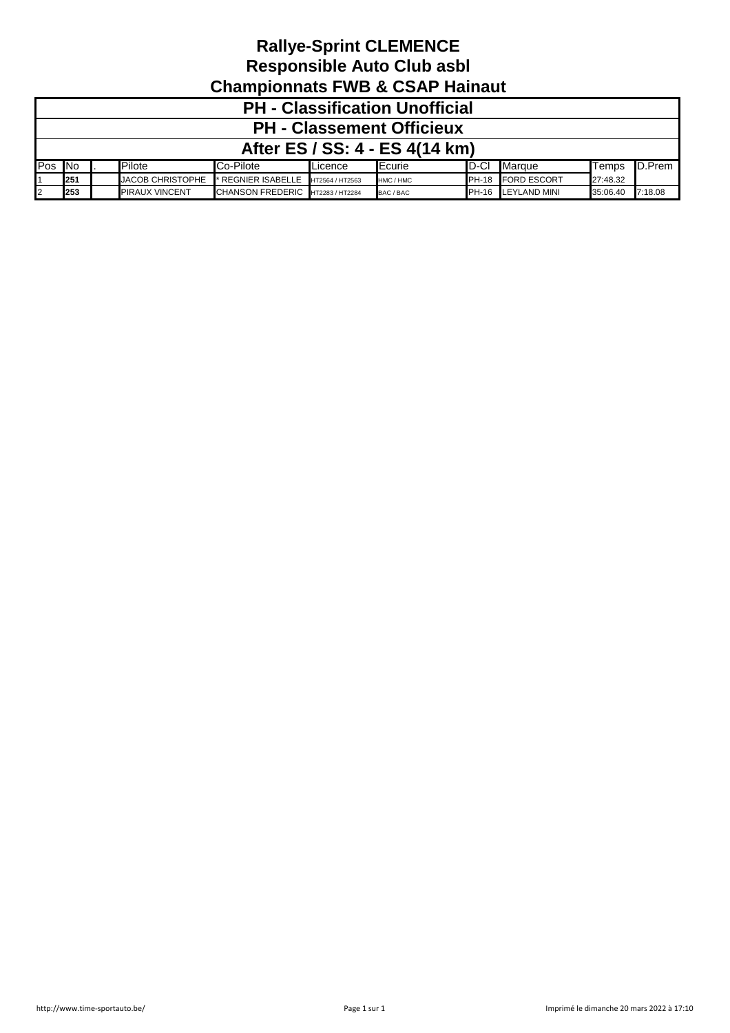# Rallye-Sprint CLEMENCE
## Responsible Auto Club asbl
## Championnats FWB & CSAP Hainaut

### PH - Classification Unofficial
### PH - Classement Officieux
### After ES / SS: 4 - ES 4(14 km)

| Pos | No | . | Pilote | Co-Pilote | Licence | Ecurie | D-Cl | Marque | Temps | D.Prem |
|---|---|---|---|---|---|---|---|---|---|---|
| 1 | **251** | | JACOB CHRISTOPHE | * REGNIER ISABELLE | HT2564 / HT2563 | HMC / HMC | PH-18 | FORD ESCORT | 27:48.32 | |
| 2 | **253** | | PIRAUX VINCENT | CHANSON FREDERIC | HT2283 / HT2284 | BAC / BAC | PH-16 | LEYLAND MINI | 35:06.40 | 7:18.08 |

http://www.time-sportauto.be/

Imprimé le dimanche 20 mars 2022 à 17:10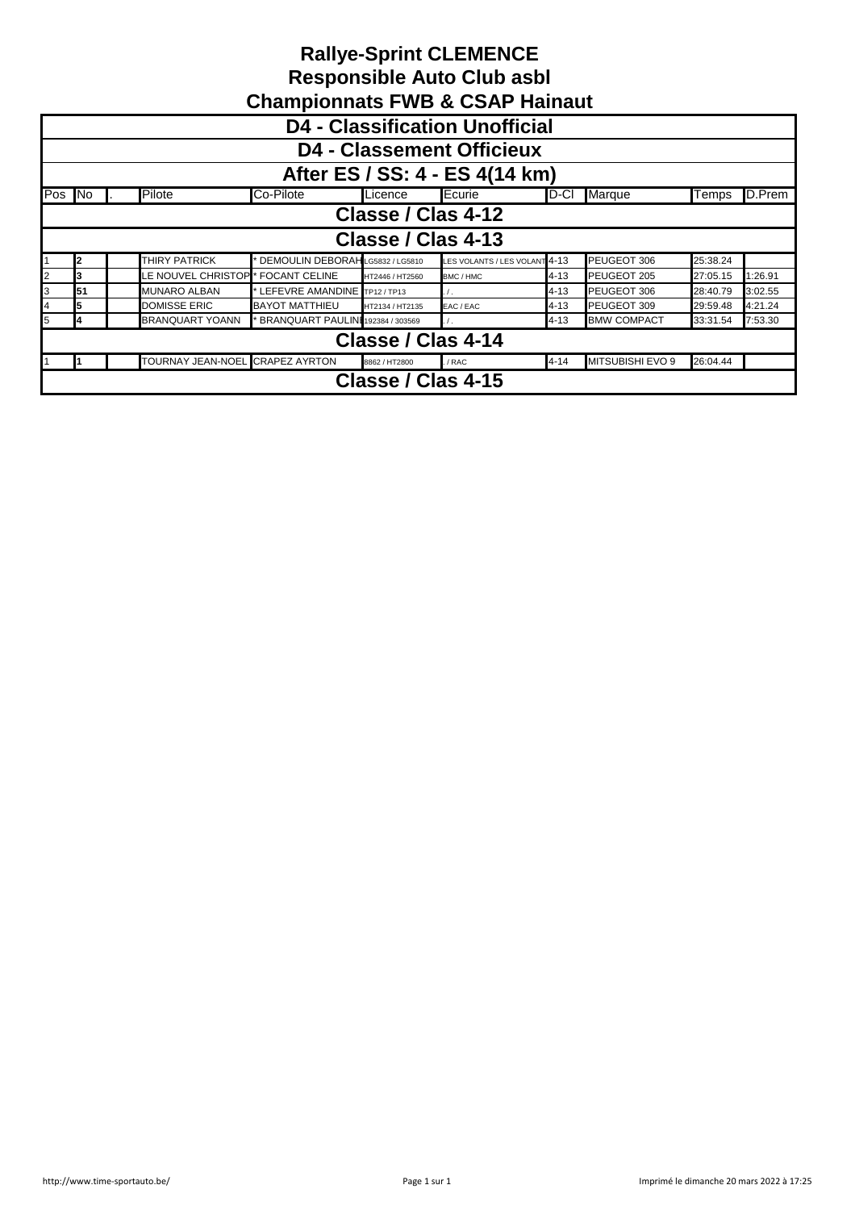# Rallye-Sprint CLEMENCE
# Responsible Auto Club asbl
# Championnats FWB & CSAP Hainaut

## D4 - Classification Unofficial
## D4 - Classement Officieux
## After ES / SS: 4 - ES 4(14 km)

| Pos | No | . | Pilote | Co-Pilote | Licence | Ecurie | D-Cl | Marque | Temps | D.Prem |
|---|---|---|---|---|---|---|---|---|---|---|
| **Classe / Clas 4-12** | | | | | | | | | | |
| **Classe / Clas 4-13** | | | | | | | | | | |
| 1 | **2** | | THIRY PATRICK | * DEMOULIN DEBORAH | LG5832 / LG5810 | LES VOLANTS / LES VOLANT | 4-13 | PEUGEOT 306 | 25:38.24 | |
| 2 | **3** | | LE NOUVEL CHRISTOP | * FOCANT CELINE | HT2446 / HT2560 | BMC / HMC | 4-13 | PEUGEOT 205 | 27:05.15 | 1:26.91 |
| 3 | **51** | | MUNARO ALBAN | * LEFEVRE AMANDINE | TP12 / TP13 | . / . | 4-13 | PEUGEOT 306 | 28:40.79 | 3:02.55 |
| 4 | **5** | | DOMISSE ERIC | BAYOT MATTHIEU | HT2134 / HT2135 | EAC / EAC | 4-13 | PEUGEOT 309 | 29:59.48 | 4:21.24 |
| 5 | **4** | | BRANQUART YOANN | * BRANQUART PAULIN | 192384 / 303569 | . / . | 4-13 | BMW COMPACT | 33:31.54 | 7:53.30 |
| **Classe / Clas 4-14** | | | | | | | | | | |
| 1 | **1** | | TOURNAY JEAN-NOEL | CRAPEZ AYRTON | 8862 / HT2800 | . / RAC | 4-14 | MITSUBISHI EVO 9 | 26:04.44 | |
| **Classe / Clas 4-15** | | | | | | | | | | |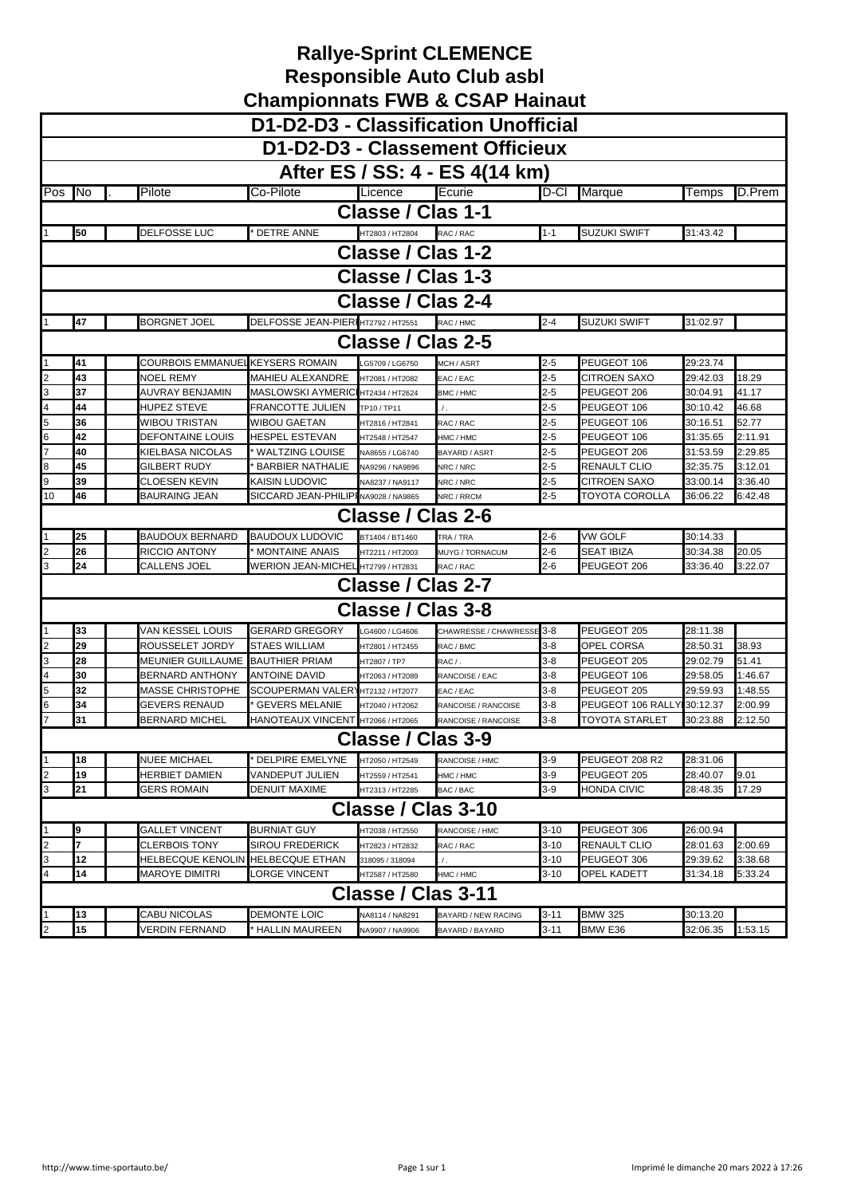# Rallye-Sprint CLEMENCE

## Responsible Auto Club asbl

## Championnats FWB & CSAP Hainaut

| Pos | No | . | Pilote | Co-Pilote | Licence | Ecurie | D-Cl | Marque | Temps | D.Prem |
|---|---|---|---|---|---|---|---|---|---|---|
| **D1-D2-D3 - Classification Unofficial** | | | | | | | | | | |
| **D1-D2-D3 - Classement Officieux** | | | | | | | | | | |
| **After ES / SS: 4 - ES 4(14 km)** | | | | | | | | | | |
| **Classe / Clas 1-1** | | | | | | | | | | |
| 1 | 50 | | DELFOSSE LUC | * DETRE ANNE | HT2803 / HT2804 | RAC / RAC | 1-1 | SUZUKI SWIFT | 31:43.42 | |
| **Classe / Clas 1-2** | | | | | | | | | | |
| **Classe / Clas 1-3** | | | | | | | | | | |
| **Classe / Clas 2-4** | | | | | | | | | | |
| 1 | 47 | | BORGNET JOEL | DELFOSSE JEAN-PIER | HT2792 / HT2551 | RAC / HMC | 2-4 | SUZUKI SWIFT | 31:02.97 | |
| **Classe / Clas 2-5** | | | | | | | | | | |
| 1 | 41 | | COURBOIS EMMANUEL | KEYSERS ROMAIN | LG5709 / LG6750 | MCH / ASRT | 2-5 | PEUGEOT 106 | 29:23.74 | |
| 2 | 43 | | NOEL REMY | MAHIEU ALEXANDRE | HT2081 / HT2082 | EAC / EAC | 2-5 | CITROEN SAXO | 29:42.03 | 18.29 |
| 3 | 37 | | AUVRAY BENJAMIN | MASLOWSKI AYMERIC | HT2434 / HT2624 | BMC / HMC | 2-5 | PEUGEOT 206 | 30:04.91 | 41.17 |
| 4 | 44 | | HUPEZ STEVE | FRANCOTTE JULIEN | TP10 / TP11 | . / . | 2-5 | PEUGEOT 106 | 30:10.42 | 46.68 |
| 5 | 36 | | WIBOU TRISTAN | WIBOU GAETAN | HT2816 / HT2841 | RAC / RAC | 2-5 | PEUGEOT 106 | 30:16.51 | 52.77 |
| 6 | 42 | | DEFONTAINE LOUIS | HESPEL ESTEVAN | HT2548 / HT2547 | HMC / HMC | 2-5 | PEUGEOT 106 | 31:35.65 | 2:11.91 |
| 7 | 40 | | KIELBASA NICOLAS | * WALTZING LOUISE | NA8655 / LG6740 | BAYARD / ASRT | 2-5 | PEUGEOT 206 | 31:53.59 | 2:29.85 |
| 8 | 45 | | GILBERT RUDY | * BARBIER NATHALIE | NA9296 / NA9896 | NRC / NRC | 2-5 | RENAULT CLIO | 32:35.75 | 3:12.01 |
| 9 | 39 | | CLOESEN KEVIN | KAISIN LUDOVIC | NA8237 / NA9117 | NRC / NRC | 2-5 | CITROEN SAXO | 33:00.14 | 3:36.40 |
| 10 | 46 | | BAURAING JEAN | SICCARD JEAN-PHILIP | NA9028 / NA9865 | NRC / RRCM | 2-5 | TOYOTA COROLLA | 36:06.22 | 6:42.48 |
| **Classe / Clas 2-6** | | | | | | | | | | |
| 1 | 25 | | BAUDOUX BERNARD | BAUDOUX LUDOVIC | BT1404 / BT1460 | TRA / TRA | 2-6 | VW GOLF | 30:14.33 | |
| 2 | 26 | | RICCIO ANTONY | * MONTAINE ANAIS | HT2211 / HT2003 | MUYG / TORNACUM | 2-6 | SEAT IBIZA | 30:34.38 | 20.05 |
| 3 | 24 | | CALLENS JOEL | WERION JEAN-MICHEL | HT2799 / HT2831 | RAC / RAC | 2-6 | PEUGEOT 206 | 33:36.40 | 3:22.07 |
| **Classe / Clas 2-7** | | | | | | | | | | |
| **Classe / Clas 3-8** | | | | | | | | | | |
| 1 | 33 | | VAN KESSEL LOUIS | GERARD GREGORY | LG4600 / LG4606 | CHAWRESSE / CHAWRESSE | 3-8 | PEUGEOT 205 | 28:11.38 | |
| 2 | 29 | | ROUSSELET JORDY | STAES WILLIAM | HT2801 / HT2455 | RAC / BMC | 3-8 | OPEL CORSA | 28:50.31 | 38.93 |
| 3 | 28 | | MEUNIER GUILLAUME | BAUTHIER PRIAM | HT2807 / TP7 | RAC / . | 3-8 | PEUGEOT 205 | 29:02.79 | 51.41 |
| 4 | 30 | | BERNARD ANTHONY | ANTOINE DAVID | HT2063 / HT2089 | RANCOISE / EAC | 3-8 | PEUGEOT 106 | 29:58.05 | 1:46.67 |
| 5 | 32 | | MASSE CHRISTOPHE | SCOUPERMAN VALERY | HT2132 / HT2077 | EAC / EAC | 3-8 | PEUGEOT 205 | 29:59.93 | 1:48.55 |
| 6 | 34 | | GEVERS RENAUD | * GEVERS MELANIE | HT2040 / HT2062 | RANCOISE / RANCOISE | 3-8 | PEUGEOT 106 RALLY | 30:12.37 | 2:00.99 |
| 7 | 31 | | BERNARD MICHEL | HANOTEAUX VINCENT | HT2066 / HT2065 | RANCOISE / RANCOISE | 3-8 | TOYOTA STARLET | 30:23.88 | 2:12.50 |
| **Classe / Clas 3-9** | | | | | | | | | | |
| 1 | 18 | | NUEE MICHAEL | * DELPIRE EMELYNE | HT2050 / HT2549 | RANCOISE / HMC | 3-9 | PEUGEOT 208 R2 | 28:31.06 | |
| 2 | 19 | | HERBIET DAMIEN | VANDEPUT JULIEN | HT2559 / HT2541 | HMC / HMC | 3-9 | PEUGEOT 205 | 28:40.07 | 9.01 |
| 3 | 21 | | GERS ROMAIN | DENUIT MAXIME | HT2313 / HT2285 | BAC / BAC | 3-9 | HONDA CIVIC | 28:48.35 | 17.29 |
| **Classe / Clas 3-10** | | | | | | | | | | |
| 1 | 9 | | GALLET VINCENT | BURNIAT GUY | HT2038 / HT2550 | RANCOISE / HMC | 3-10 | PEUGEOT 306 | 26:00.94 | |
| 2 | 7 | | CLERBOIS TONY | SIROU FREDERICK | HT2823 / HT2832 | RAC / RAC | 3-10 | RENAULT CLIO | 28:01.63 | 2:00.69 |
| 3 | 12 | | HELBECQUE KENOLIN | HELBECQUE ETHAN | 318095 / 318094 | . / . | 3-10 | PEUGEOT 306 | 29:39.62 | 3:38.68 |
| 4 | 14 | | MAROYE DIMITRI | LORGE VINCENT | HT2587 / HT2580 | HMC / HMC | 3-10 | OPEL KADETT | 31:34.18 | 5:33.24 |
| **Classe / Clas 3-11** | | | | | | | | | | |
| 1 | 13 | | CABU NICOLAS | DEMONTE LOIC | NA8114 / NA8291 | BAYARD / NEW RACING | 3-11 | BMW 325 | 30:13.20 | |
| 2 | 15 | | VERDIN FERNAND | * HALLIN MAUREEN | NA9907 / NA9906 | BAYARD / BAYARD | 3-11 | BMW E36 | 32:06.35 | 1:53.15 |

http://www.time-sportauto.be/ Imprimé le dimanche 20 mars 2022 à 17:26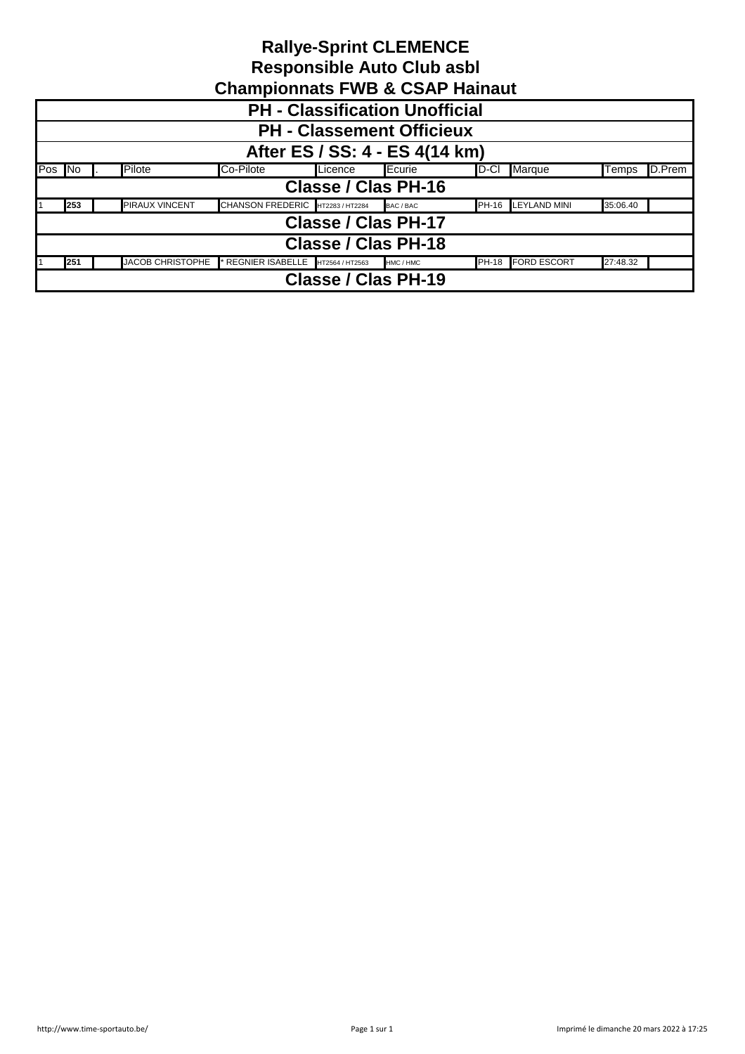# Rallye-Sprint CLEMENCE
## Responsible Auto Club asbl
## Championnats FWB & CSAP Hainaut

### PH - Classification Unofficial
### PH - Classement Officieux
### After ES / SS: 4 - ES 4(14 km)

| Pos | No | . | Pilote | Co-Pilote | Licence | Ecurie | D-Cl | Marque | Temps | D.Prem |
|---|---|---|---|---|---|---|---|---|---|---|
| **Classe / Clas PH-16** | | | | | | | | | | |
| 1 | **253** | | PIRAUX VINCENT | CHANSON FREDERIC | HT2283 / HT2284 | BAC / BAC | PH-16 | LEYLAND MINI | 35:06.40 | |
| **Classe / Clas PH-17** | | | | | | | | | | |
| **Classe / Clas PH-18** | | | | | | | | | | |
| 1 | **251** | | JACOB CHRISTOPHE | * REGNIER ISABELLE | HT2564 / HT2563 | HMC / HMC | PH-18 | FORD ESCORT | 27:48.32 | |
| **Classe / Clas PH-19** | | | | | | | | | | |

http://www.time-sportauto.be/

Imprimé le dimanche 20 mars 2022 à 17:25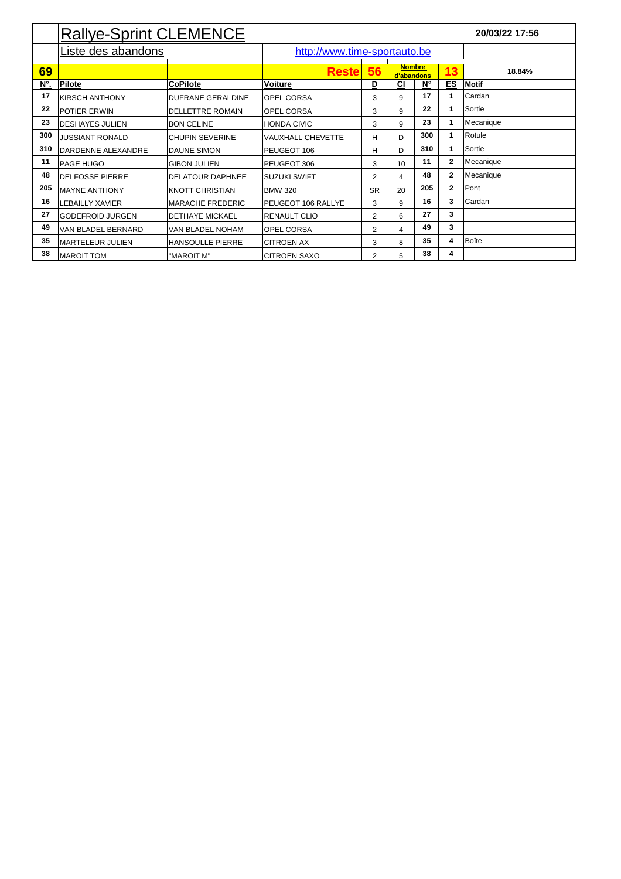# Rallye-Sprint CLEMENCE

20/03/22 17:56

## Liste des abandons

http://www.time-sportauto.be

| 69 | | | Reste | 56 | Nombre d'abandons | | 13 | 18.84% |
|---|---|---|---|---|---|---|---|---|
| N°. | Pilote | CoPilote | Voiture | D | Cl | N° | ES | Motif |
| 17 | KIRSCH ANTHONY | DUFRANE GERALDINE | OPEL CORSA | 3 | 9 | 17 | 1 | Cardan |
| 22 | POTIER ERWIN | DELLETTRE ROMAIN | OPEL CORSA | 3 | 9 | 22 | 1 | Sortie |
| 23 | DESHAYES JULIEN | BON CELINE | HONDA CIVIC | 3 | 9 | 23 | 1 | Mecanique |
| 300 | JUSSIANT RONALD | CHUPIN SEVERINE | VAUXHALL CHEVETTE | H | D | 300 | 1 | Rotule |
| 310 | DARDENNE ALEXANDRE | DAUNE SIMON | PEUGEOT 106 | H | D | 310 | 1 | Sortie |
| 11 | PAGE HUGO | GIBON JULIEN | PEUGEOT 306 | 3 | 10 | 11 | 2 | Mecanique |
| 48 | DELFOSSE PIERRE | DELATOUR DAPHNEE | SUZUKI SWIFT | 2 | 4 | 48 | 2 | Mecanique |
| 205 | MAYNE ANTHONY | KNOTT CHRISTIAN | BMW 320 | SR | 20 | 205 | 2 | Pont |
| 16 | LEBAILLY XAVIER | MARACHE FREDERIC | PEUGEOT 106 RALLYE | 3 | 9 | 16 | 3 | Cardan |
| 27 | GODEFROID JURGEN | DETHAYE MICKAEL | RENAULT CLIO | 2 | 6 | 27 | 3 | |
| 49 | VAN BLADEL BERNARD | VAN BLADEL NOHAM | OPEL CORSA | 2 | 4 | 49 | 3 | |
| 35 | MARTELEUR JULIEN | HANSOULLE PIERRE | CITROEN AX | 3 | 8 | 35 | 4 | Boîte |
| 38 | MAROIT TOM | "MAROIT M" | CITROEN SAXO | 2 | 5 | 38 | 4 | |